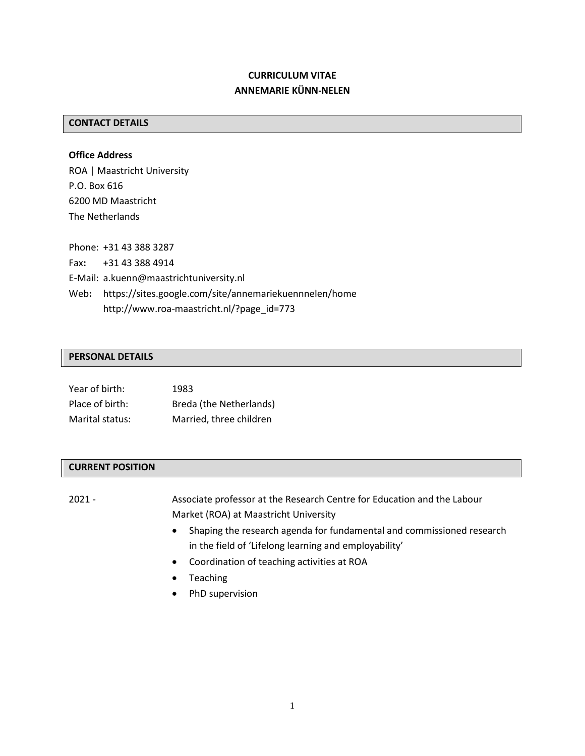# CURRICULUM VITAE
# ANNEMARIE KÜNN-NELEN

## CONTACT DETAILS

**Office Address**

ROA | Maastricht University
P.O. Box 616
6200 MD Maastricht
The Netherlands

Phone: +31 43 388 3287
Fax: +31 43 388 4914
E-Mail: a.kuenn@maastrichtuniversity.nl
Web: https://sites.google.com/site/annemariekuennnelen/home
http://www.roa-maastricht.nl/?page_id=773

## PERSONAL DETAILS

| | |
|---|---|
| Year of birth: | 1983 |
| Place of birth: | Breda (the Netherlands) |
| Marital status: | Married, three children |

## CURRENT POSITION

2021 - Associate professor at the Research Centre for Education and the Labour Market (ROA) at Maastricht University

- Shaping the research agenda for fundamental and commissioned research in the field of 'Lifelong learning and employability'
- Coordination of teaching activities at ROA
- Teaching
- PhD supervision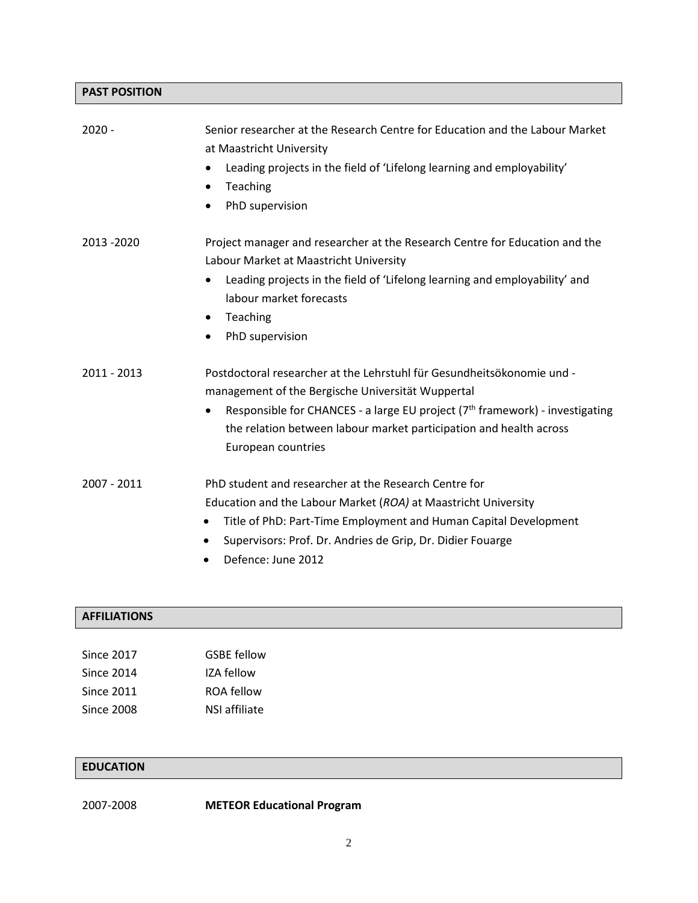## PAST POSITION

2020 - Senior researcher at the Research Centre for Education and the Labour Market at Maastricht University

- Leading projects in the field of 'Lifelong learning and employability'
- Teaching
- PhD supervision

2013 -2020 Project manager and researcher at the Research Centre for Education and the Labour Market at Maastricht University

- Leading projects in the field of 'Lifelong learning and employability' and labour market forecasts
- Teaching
- PhD supervision

2011 - 2013 Postdoctoral researcher at the Lehrstuhl für Gesundheitsökonomie und -management of the Bergische Universität Wuppertal

- Responsible for CHANCES - a large EU project (7th framework) - investigating the relation between labour market participation and health across European countries

2007 - 2011 PhD student and researcher at the Research Centre for Education and the Labour Market (*ROA)* at Maastricht University

- Title of PhD: Part-Time Employment and Human Capital Development
- Supervisors: Prof. Dr. Andries de Grip, Dr. Didier Fouarge
- Defence: June 2012

## AFFILIATIONS

Since 2017 GSBE fellow
Since 2014 IZA fellow
Since 2011 ROA fellow
Since 2008 NSI affiliate

## EDUCATION

2007-2008 **METEOR Educational Program**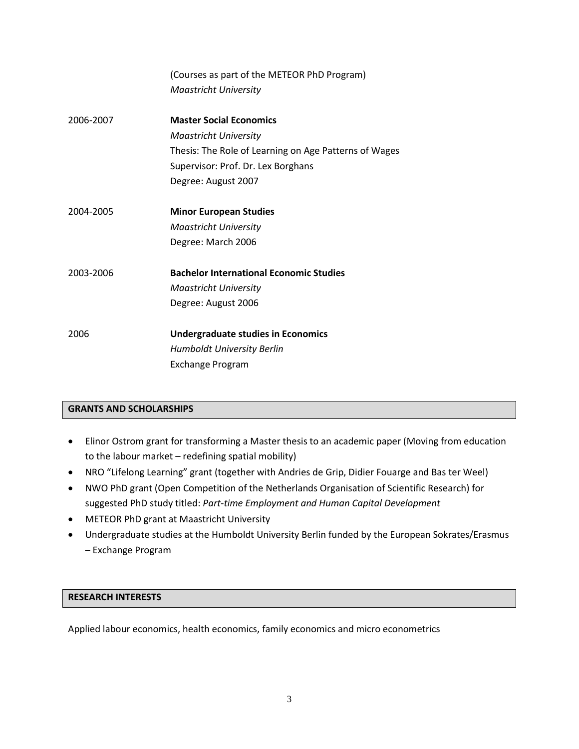(Courses as part of the METEOR PhD Program)
*Maastricht University*

2006-2007 **Master Social Economics**
*Maastricht University*
Thesis: The Role of Learning on Age Patterns of Wages
Supervisor: Prof. Dr. Lex Borghans
Degree: August 2007

2004-2005 **Minor European Studies**
*Maastricht University*
Degree: March 2006

2003-2006 **Bachelor International Economic Studies**
*Maastricht University*
Degree: August 2006

2006 **Undergraduate studies in Economics**
*Humboldt University Berlin*
Exchange Program

## GRANTS AND SCHOLARSHIPS

- Elinor Ostrom grant for transforming a Master thesis to an academic paper (Moving from education to the labour market – redefining spatial mobility)
- NRO "Lifelong Learning" grant (together with Andries de Grip, Didier Fouarge and Bas ter Weel)
- NWO PhD grant (Open Competition of the Netherlands Organisation of Scientific Research) for suggested PhD study titled: *Part-time Employment and Human Capital Development*
- METEOR PhD grant at Maastricht University
- Undergraduate studies at the Humboldt University Berlin funded by the European Sokrates/Erasmus – Exchange Program

## RESEARCH INTERESTS

Applied labour economics, health economics, family economics and micro econometrics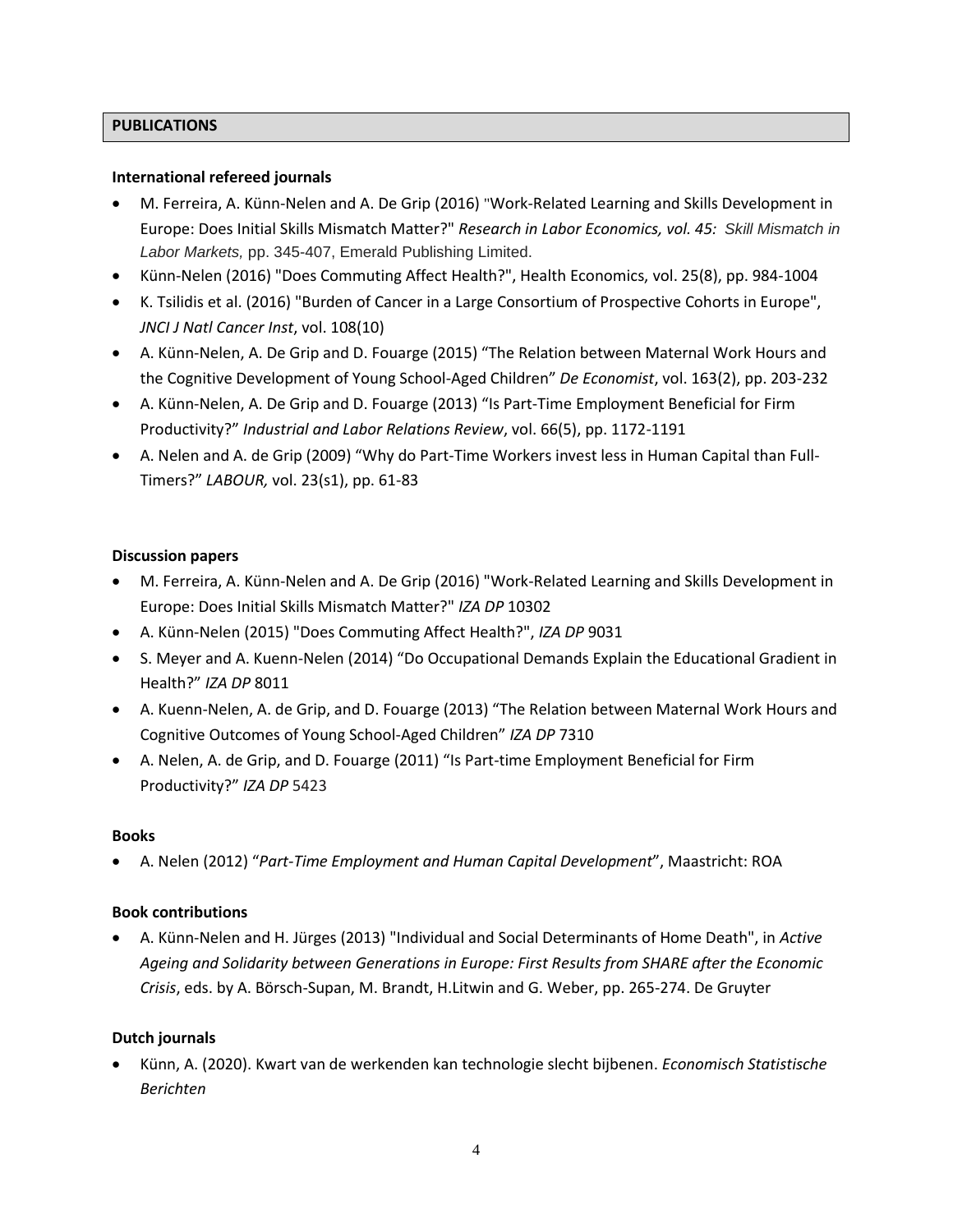## PUBLICATIONS

**International refereed journals**

- M. Ferreira, A. Künn-Nelen and A. De Grip (2016) "Work-Related Learning and Skills Development in Europe: Does Initial Skills Mismatch Matter?" *Research in Labor Economics, vol. 45: Skill Mismatch in Labor Markets*, pp. 345-407, Emerald Publishing Limited.
- Künn-Nelen (2016) "Does Commuting Affect Health?", Health Economics, vol. 25(8), pp. 984-1004
- K. Tsilidis et al. (2016) "Burden of Cancer in a Large Consortium of Prospective Cohorts in Europe", *JNCI J Natl Cancer Inst*, vol. 108(10)
- A. Künn-Nelen, A. De Grip and D. Fouarge (2015) "The Relation between Maternal Work Hours and the Cognitive Development of Young School-Aged Children" *De Economist*, vol. 163(2), pp. 203-232
- A. Künn-Nelen, A. De Grip and D. Fouarge (2013) "Is Part-Time Employment Beneficial for Firm Productivity?" *Industrial and Labor Relations Review*, vol. 66(5), pp. 1172-1191
- A. Nelen and A. de Grip (2009) "Why do Part-Time Workers invest less in Human Capital than Full-Timers?" *LABOUR,* vol. 23(s1), pp. 61-83

**Discussion papers**

- M. Ferreira, A. Künn-Nelen and A. De Grip (2016) "Work-Related Learning and Skills Development in Europe: Does Initial Skills Mismatch Matter?" *IZA DP* 10302
- A. Künn-Nelen (2015) "Does Commuting Affect Health?", *IZA DP* 9031
- S. Meyer and A. Kuenn-Nelen (2014) "Do Occupational Demands Explain the Educational Gradient in Health?" *IZA DP* 8011
- A. Kuenn-Nelen, A. de Grip, and D. Fouarge (2013) "The Relation between Maternal Work Hours and Cognitive Outcomes of Young School-Aged Children" *IZA DP* 7310
- A. Nelen, A. de Grip, and D. Fouarge (2011) "Is Part-time Employment Beneficial for Firm Productivity?" *IZA DP* 5423

**Books**

- A. Nelen (2012) "*Part-Time Employment and Human Capital Development*", Maastricht: ROA

**Book contributions**

- A. Künn-Nelen and H. Jürges (2013) "Individual and Social Determinants of Home Death", in *Active Ageing and Solidarity between Generations in Europe: First Results from SHARE after the Economic Crisis*, eds. by A. Börsch-Supan, M. Brandt, H.Litwin and G. Weber, pp. 265-274. De Gruyter

**Dutch journals**

- Künn, A. (2020). Kwart van de werkenden kan technologie slecht bijbenen. *Economisch Statistische Berichten*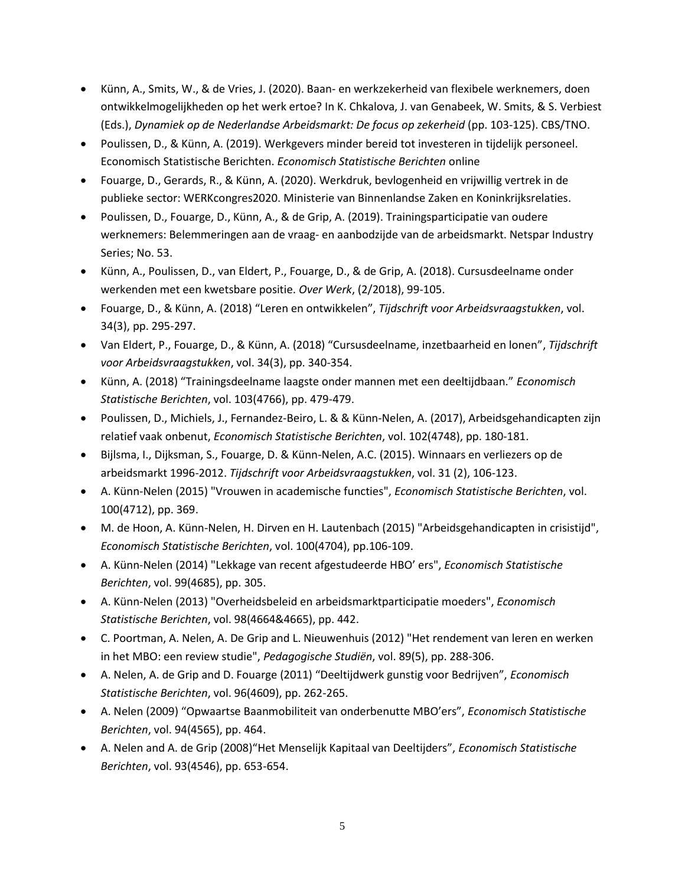- Künn, A., Smits, W., & de Vries, J. (2020). Baan- en werkzekerheid van flexibele werknemers, doen ontwikkelmogelijkheden op het werk ertoe? In K. Chkalova, J. van Genabeek, W. Smits, & S. Verbiest (Eds.), *Dynamiek op de Nederlandse Arbeidsmarkt: De focus op zekerheid* (pp. 103-125). CBS/TNO.
- Poulissen, D., & Künn, A. (2019). Werkgevers minder bereid tot investeren in tijdelijk personeel. Economisch Statistische Berichten. *Economisch Statistische Berichten* online
- Fouarge, D., Gerards, R., & Künn, A. (2020). Werkdruk, bevlogenheid en vrijwillig vertrek in de publieke sector: WERKcongres2020. Ministerie van Binnenlandse Zaken en Koninkrijksrelaties.
- Poulissen, D., Fouarge, D., Künn, A., & de Grip, A. (2019). Trainingsparticipatie van oudere werknemers: Belemmeringen aan de vraag- en aanbodzijde van de arbeidsmarkt. Netspar Industry Series; No. 53.
- Künn, A., Poulissen, D., van Eldert, P., Fouarge, D., & de Grip, A. (2018). Cursusdeelname onder werkenden met een kwetsbare positie. *Over Werk*, (2/2018), 99-105.
- Fouarge, D., & Künn, A. (2018) "Leren en ontwikkelen", *Tijdschrift voor Arbeidsvraagstukken*, vol. 34(3), pp. 295-297.
- Van Eldert, P., Fouarge, D., & Künn, A. (2018) "Cursusdeelname, inzetbaarheid en lonen", *Tijdschrift voor Arbeidsvraagstukken*, vol. 34(3), pp. 340-354.
- Künn, A. (2018) "Trainingsdeelname laagste onder mannen met een deeltijdbaan." *Economisch Statistische Berichten*, vol. 103(4766), pp. 479-479.
- Poulissen, D., Michiels, J., Fernandez-Beiro, L. & & Künn-Nelen, A. (2017), Arbeidsgehandicapten zijn relatief vaak onbenut, *Economisch Statistische Berichten*, vol. 102(4748), pp. 180-181.
- Bijlsma, I., Dijksman, S., Fouarge, D. & Künn-Nelen, A.C. (2015). Winnaars en verliezers op de arbeidsmarkt 1996-2012. *Tijdschrift voor Arbeidsvraagstukken*, vol. 31 (2), 106-123.
- A. Künn-Nelen (2015) "Vrouwen in academische functies", *Economisch Statistische Berichten*, vol. 100(4712), pp. 369.
- M. de Hoon, A. Künn-Nelen, H. Dirven en H. Lautenbach (2015) "Arbeidsgehandicapten in crisistijd", *Economisch Statistische Berichten*, vol. 100(4704), pp.106-109.
- A. Künn-Nelen (2014) "Lekkage van recent afgestudeerde HBO' ers", *Economisch Statistische Berichten*, vol. 99(4685), pp. 305.
- A. Künn-Nelen (2013) "Overheidsbeleid en arbeidsmarktparticipatie moeders", *Economisch Statistische Berichten*, vol. 98(4664&4665), pp. 442.
- C. Poortman, A. Nelen, A. De Grip and L. Nieuwenhuis (2012) "Het rendement van leren en werken in het MBO: een review studie", *Pedagogische Studiën*, vol. 89(5), pp. 288-306.
- A. Nelen, A. de Grip and D. Fouarge (2011) "Deeltijdwerk gunstig voor Bedrijven", *Economisch Statistische Berichten*, vol. 96(4609), pp. 262-265.
- A. Nelen (2009) "Opwaartse Baanmobiliteit van onderbenutte MBO'ers", *Economisch Statistische Berichten*, vol. 94(4565), pp. 464.
- A. Nelen and A. de Grip (2008)"Het Menselijk Kapitaal van Deeltijders", *Economisch Statistische Berichten*, vol. 93(4546), pp. 653-654.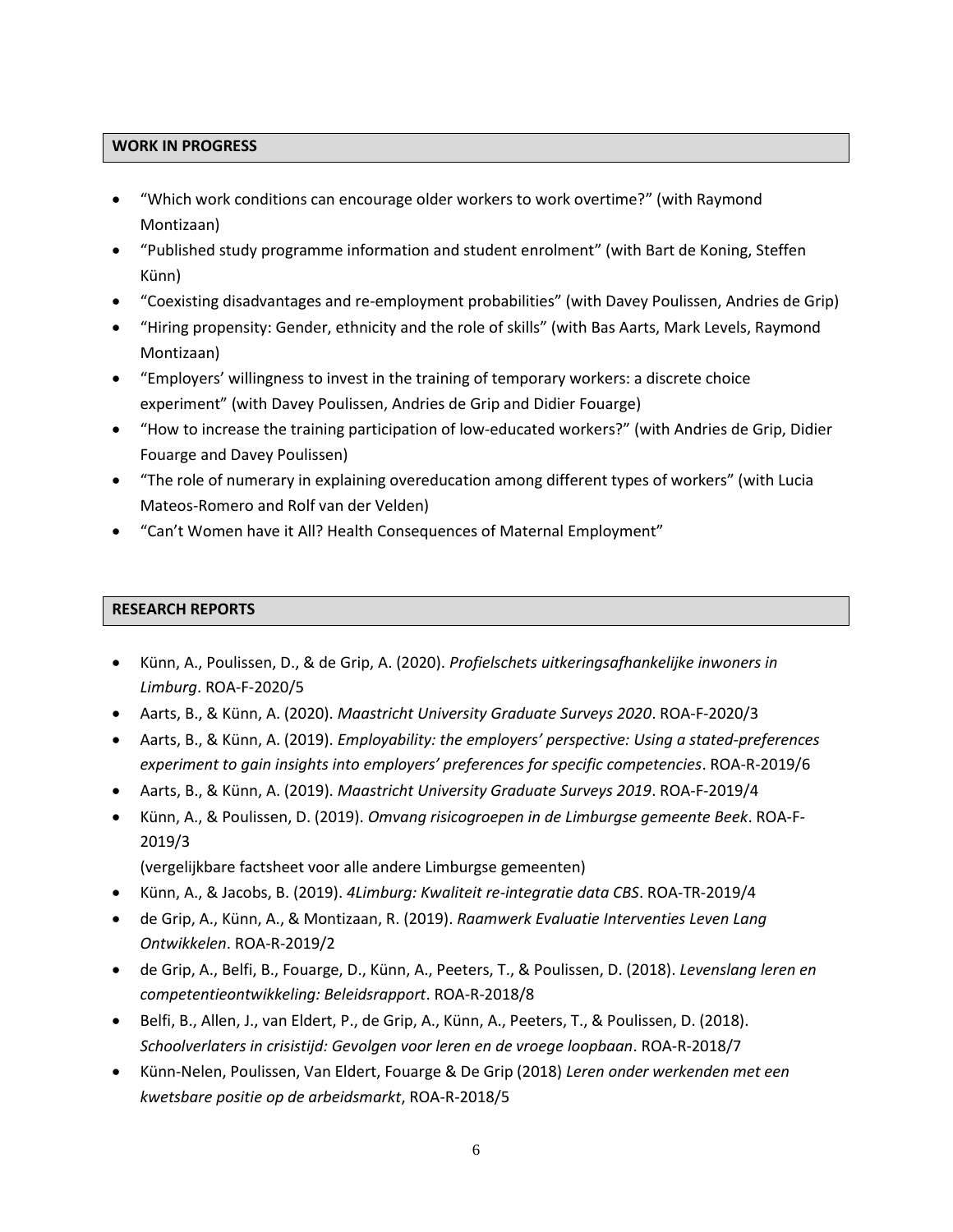## WORK IN PROGRESS

- “Which work conditions can encourage older workers to work overtime?” (with Raymond Montizaan)
- “Published study programme information and student enrolment” (with Bart de Koning, Steffen Künn)
- “Coexisting disadvantages and re-employment probabilities” (with Davey Poulissen, Andries de Grip)
- “Hiring propensity: Gender, ethnicity and the role of skills” (with Bas Aarts, Mark Levels, Raymond Montizaan)
- “Employers’ willingness to invest in the training of temporary workers: a discrete choice experiment” (with Davey Poulissen, Andries de Grip and Didier Fouarge)
- “How to increase the training participation of low-educated workers?” (with Andries de Grip, Didier Fouarge and Davey Poulissen)
- “The role of numerary in explaining overeducation among different types of workers” (with Lucia Mateos-Romero and Rolf van der Velden)
- “Can’t Women have it All? Health Consequences of Maternal Employment”

## RESEARCH REPORTS

- Künn, A., Poulissen, D., & de Grip, A. (2020). *Profielschets uitkeringsafhankelijke inwoners in Limburg*. ROA-F-2020/5
- Aarts, B., & Künn, A. (2020). *Maastricht University Graduate Surveys 2020*. ROA-F-2020/3
- Aarts, B., & Künn, A. (2019). *Employability: the employers’ perspective: Using a stated-preferences experiment to gain insights into employers’ preferences for specific competencies*. ROA-R-2019/6
- Aarts, B., & Künn, A. (2019). *Maastricht University Graduate Surveys 2019*. ROA-F-2019/4
- Künn, A., & Poulissen, D. (2019). *Omvang risicogroepen in de Limburgse gemeente Beek*. ROA-F-2019/3
  (vergelijkbare factsheet voor alle andere Limburgse gemeenten)
- Künn, A., & Jacobs, B. (2019). *4Limburg: Kwaliteit re-integratie data CBS*. ROA-TR-2019/4
- de Grip, A., Künn, A., & Montizaan, R. (2019). *Raamwerk Evaluatie Interventies Leven Lang Ontwikkelen*. ROA-R-2019/2
- de Grip, A., Belfi, B., Fouarge, D., Künn, A., Peeters, T., & Poulissen, D. (2018). *Levenslang leren en competentieontwikkeling: Beleidsrapport*. ROA-R-2018/8
- Belfi, B., Allen, J., van Eldert, P., de Grip, A., Künn, A., Peeters, T., & Poulissen, D. (2018). *Schoolverlaters in crisistijd: Gevolgen voor leren en de vroege loopbaan*. ROA-R-2018/7
- Künn-Nelen, Poulissen, Van Eldert, Fouarge & De Grip (2018) *Leren onder werkenden met een kwetsbare positie op de arbeidsmarkt*, ROA-R-2018/5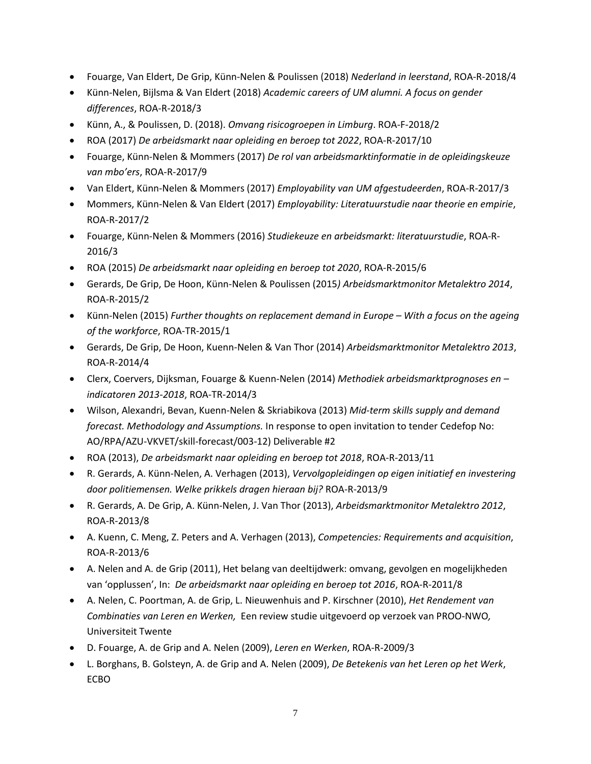- Fouarge, Van Eldert, De Grip, Künn-Nelen & Poulissen (2018) *Nederland in leerstand*, ROA-R-2018/4
- Künn-Nelen, Bijlsma & Van Eldert (2018) *Academic careers of UM alumni. A focus on gender differences*, ROA-R-2018/3
- Künn, A., & Poulissen, D. (2018). *Omvang risicogroepen in Limburg*. ROA-F-2018/2
- ROA (2017) *De arbeidsmarkt naar opleiding en beroep tot 2022*, ROA-R-2017/10
- Fouarge, Künn-Nelen & Mommers (2017) *De rol van arbeidsmarktinformatie in de opleidingskeuze van mbo'ers*, ROA-R-2017/9
- Van Eldert, Künn-Nelen & Mommers (2017) *Employability van UM afgestudeerden*, ROA-R-2017/3
- Mommers, Künn-Nelen & Van Eldert (2017) *Employability: Literatuurstudie naar theorie en empirie*, ROA-R-2017/2
- Fouarge, Künn-Nelen & Mommers (2016) *Studiekeuze en arbeidsmarkt: literatuurstudie*, ROA-R-2016/3
- ROA (2015) *De arbeidsmarkt naar opleiding en beroep tot 2020*, ROA-R-2015/6
- Gerards, De Grip, De Hoon, Künn-Nelen & Poulissen (2015*) Arbeidsmarktmonitor Metalektro 2014*, ROA-R-2015/2
- Künn-Nelen (2015) *Further thoughts on replacement demand in Europe – With a focus on the ageing of the workforce*, ROA-TR-2015/1
- Gerards, De Grip, De Hoon, Kuenn-Nelen & Van Thor (2014) *Arbeidsmarktmonitor Metalektro 2013*, ROA-R-2014/4
- Clerx, Coervers, Dijksman, Fouarge & Kuenn-Nelen (2014) *Methodiek arbeidsmarktprognoses en – indicatoren 2013-2018*, ROA-TR-2014/3
- Wilson, Alexandri, Bevan, Kuenn-Nelen & Skriabikova (2013) *Mid-term skills supply and demand forecast. Methodology and Assumptions.* In response to open invitation to tender Cedefop No: AO/RPA/AZU-VKVET/skill-forecast/003-12) Deliverable #2
- ROA (2013), *De arbeidsmarkt naar opleiding en beroep tot 2018*, ROA-R-2013/11
- R. Gerards, A. Künn-Nelen, A. Verhagen (2013), *Vervolgopleidingen op eigen initiatief en investering door politiemensen. Welke prikkels dragen hieraan bij?* ROA-R-2013/9
- R. Gerards, A. De Grip, A. Künn-Nelen, J. Van Thor (2013), *Arbeidsmarktmonitor Metalektro 2012*, ROA-R-2013/8
- A. Kuenn, C. Meng, Z. Peters and A. Verhagen (2013), *Competencies: Requirements and acquisition*, ROA-R-2013/6
- A. Nelen and A. de Grip (2011), Het belang van deeltijdwerk: omvang, gevolgen en mogelijkheden van 'opplussen', In: *De arbeidsmarkt naar opleiding en beroep tot 2016*, ROA-R-2011/8
- A. Nelen, C. Poortman, A. de Grip, L. Nieuwenhuis and P. Kirschner (2010), *Het Rendement van Combinaties van Leren en Werken,* Een review studie uitgevoerd op verzoek van PROO-NWO*,* Universiteit Twente
- D. Fouarge, A. de Grip and A. Nelen (2009), *Leren en Werken*, ROA-R-2009/3
- L. Borghans, B. Golsteyn, A. de Grip and A. Nelen (2009), *De Betekenis van het Leren op het Werk*, ECBO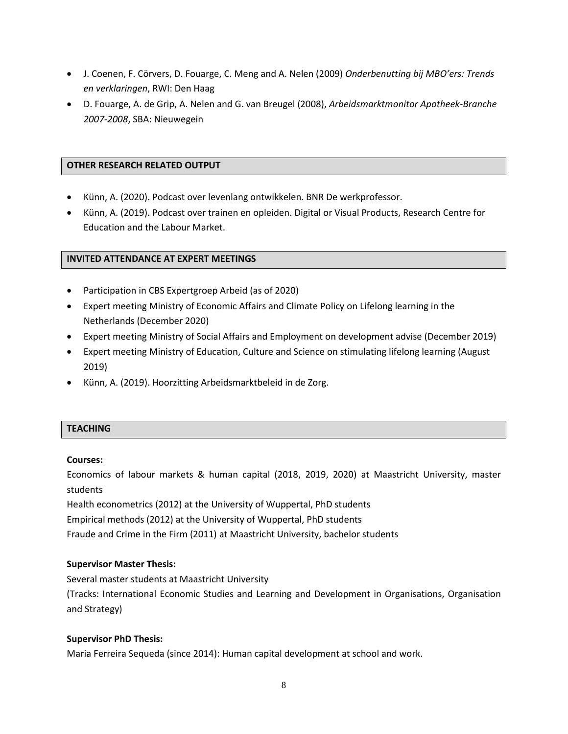- J. Coenen, F. Cörvers, D. Fouarge, C. Meng and A. Nelen (2009) *Onderbenutting bij MBO'ers: Trends en verklaringen*, RWI: Den Haag
- D. Fouarge, A. de Grip, A. Nelen and G. van Breugel (2008), *Arbeidsmarktmonitor Apotheek-Branche 2007-2008*, SBA: Nieuwegein

## OTHER RESEARCH RELATED OUTPUT

- Künn, A. (2020). Podcast over levenlang ontwikkelen. BNR De werkprofessor.
- Künn, A. (2019). Podcast over trainen en opleiden. Digital or Visual Products, Research Centre for Education and the Labour Market.

## INVITED ATTENDANCE AT EXPERT MEETINGS

- Participation in CBS Expertgroep Arbeid (as of 2020)
- Expert meeting Ministry of Economic Affairs and Climate Policy on Lifelong learning in the Netherlands (December 2020)
- Expert meeting Ministry of Social Affairs and Employment on development advise (December 2019)
- Expert meeting Ministry of Education, Culture and Science on stimulating lifelong learning (August 2019)
- Künn, A. (2019). Hoorzitting Arbeidsmarktbeleid in de Zorg.

## TEACHING

**Courses:**

Economics of labour markets & human capital (2018, 2019, 2020) at Maastricht University, master students
Health econometrics (2012) at the University of Wuppertal, PhD students
Empirical methods (2012) at the University of Wuppertal, PhD students
Fraude and Crime in the Firm (2011) at Maastricht University, bachelor students

**Supervisor Master Thesis:**

Several master students at Maastricht University
(Tracks: International Economic Studies and Learning and Development in Organisations, Organisation and Strategy)

**Supervisor PhD Thesis:**

Maria Ferreira Sequeda (since 2014): Human capital development at school and work.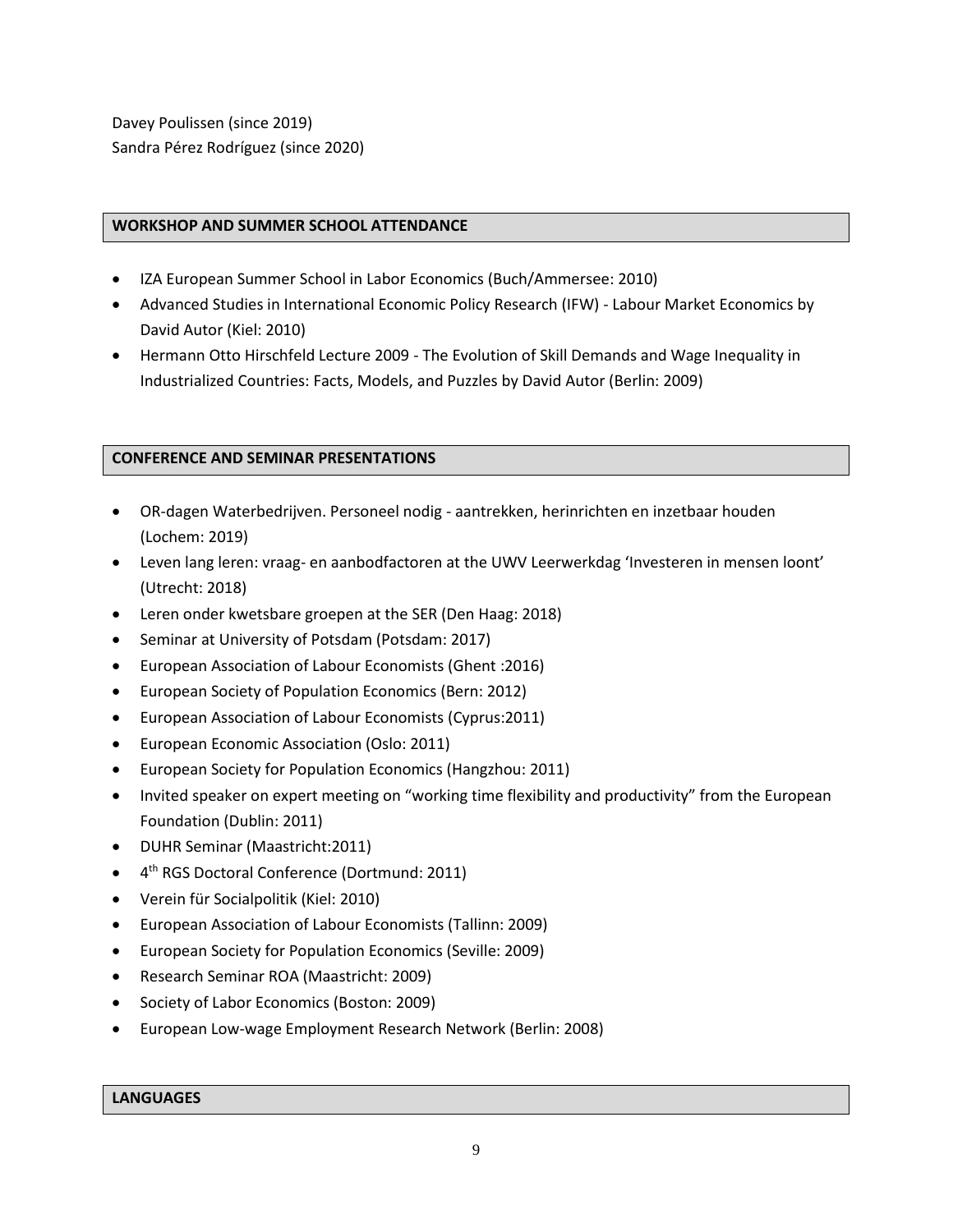Davey Poulissen (since 2019)
Sandra Pérez Rodríguez (since 2020)

## WORKSHOP AND SUMMER SCHOOL ATTENDANCE

- IZA European Summer School in Labor Economics (Buch/Ammersee: 2010)
- Advanced Studies in International Economic Policy Research (IFW) - Labour Market Economics by David Autor (Kiel: 2010)
- Hermann Otto Hirschfeld Lecture 2009 - The Evolution of Skill Demands and Wage Inequality in Industrialized Countries: Facts, Models, and Puzzles by David Autor (Berlin: 2009)

## CONFERENCE AND SEMINAR PRESENTATIONS

- OR-dagen Waterbedrijven. Personeel nodig - aantrekken, herinrichten en inzetbaar houden (Lochem: 2019)
- Leven lang leren: vraag- en aanbodfactoren at the UWV Leerwerkdag 'Investeren in mensen loont' (Utrecht: 2018)
- Leren onder kwetsbare groepen at the SER (Den Haag: 2018)
- Seminar at University of Potsdam (Potsdam: 2017)
- European Association of Labour Economists (Ghent :2016)
- European Society of Population Economics (Bern: 2012)
- European Association of Labour Economists (Cyprus:2011)
- European Economic Association (Oslo: 2011)
- European Society for Population Economics (Hangzhou: 2011)
- Invited speaker on expert meeting on "working time flexibility and productivity" from the European Foundation (Dublin: 2011)
- DUHR Seminar (Maastricht:2011)
- 4th RGS Doctoral Conference (Dortmund: 2011)
- Verein für Socialpolitik (Kiel: 2010)
- European Association of Labour Economists (Tallinn: 2009)
- European Society for Population Economics (Seville: 2009)
- Research Seminar ROA (Maastricht: 2009)
- Society of Labor Economics (Boston: 2009)
- European Low-wage Employment Research Network (Berlin: 2008)

## LANGUAGES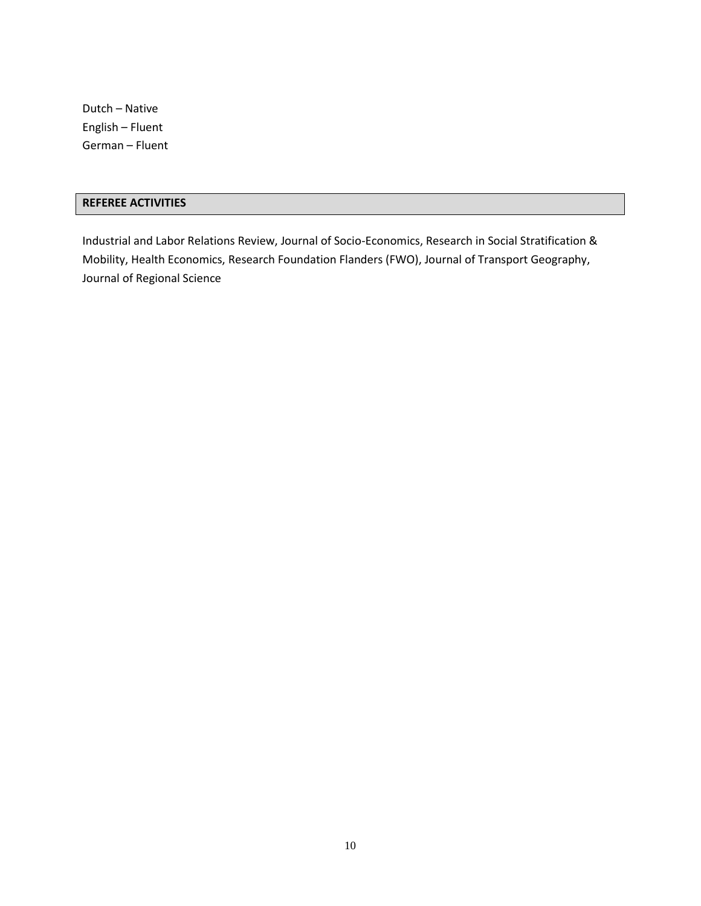Dutch – Native
English – Fluent
German – Fluent

## REFEREE ACTIVITIES

Industrial and Labor Relations Review, Journal of Socio-Economics, Research in Social Stratification & Mobility, Health Economics, Research Foundation Flanders (FWO), Journal of Transport Geography, Journal of Regional Science